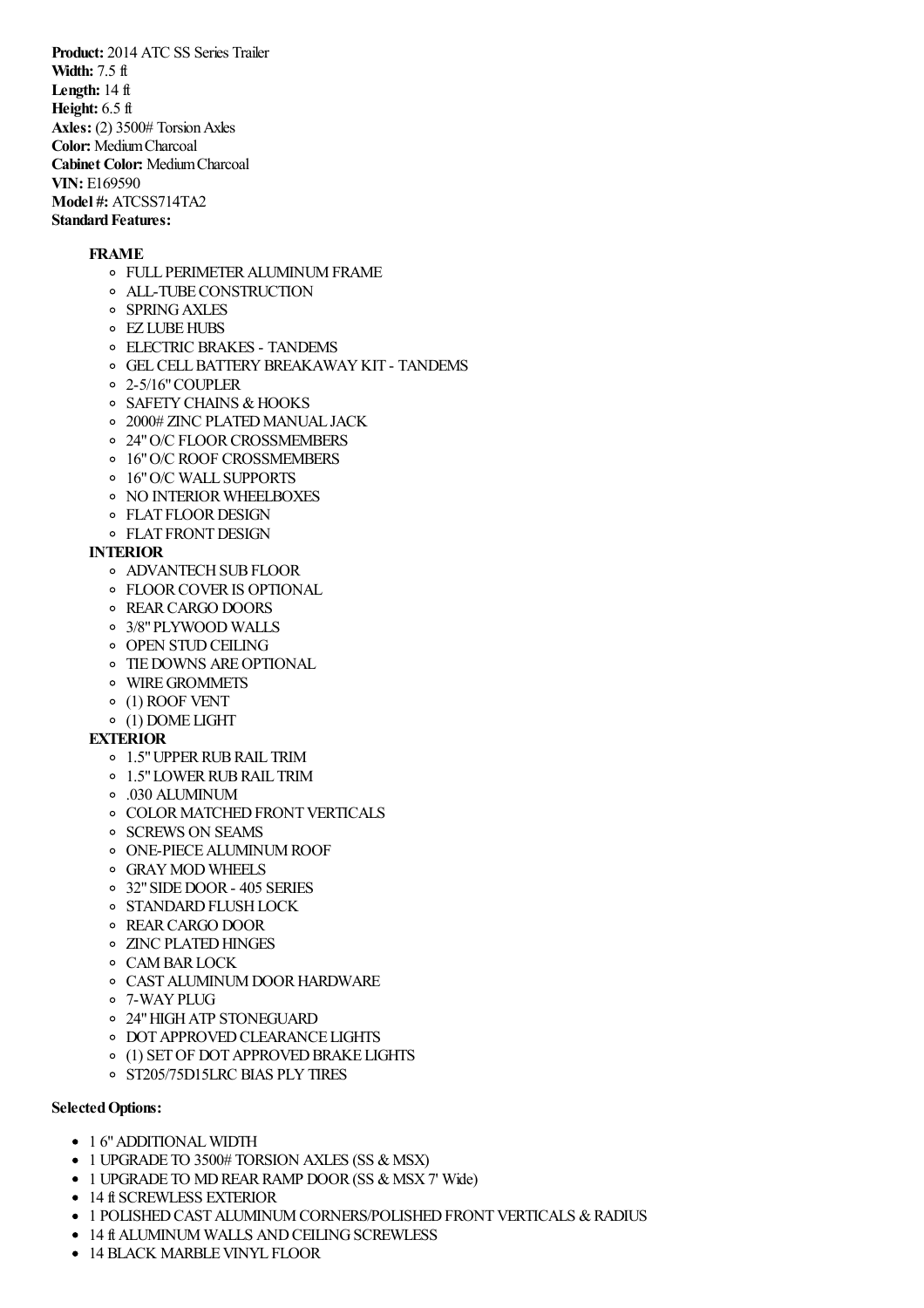**Product:** 2014 ATC SS Series Trailer
**Width:** 7.5 ft
**Length:** 14 ft
**Height:** 6.5 ft
**Axles:** (2) 3500# Torsion Axles
**Color:** Medium Charcoal
**Cabinet Color:** Medium Charcoal
**VIN:** E169590
**Model #:** ATCSS714TA2
**Standard Features:**

- **FRAME**
  - FULL PERIMETER ALUMINUM FRAME
  - ALL-TUBE CONSTRUCTION
  - SPRING AXLES
  - EZ LUBE HUBS
  - ELECTRIC BRAKES - TANDEMS
  - GEL CELL BATTERY BREAKAWAY KIT - TANDEMS
  - 2-5/16" COUPLER
  - SAFETY CHAINS & HOOKS
  - 2000# ZINC PLATED MANUAL JACK
  - 24" O/C FLOOR CROSSMEMBERS
  - 16" O/C ROOF CROSSMEMBERS
  - 16" O/C WALL SUPPORTS
  - NO INTERIOR WHEELBOXES
  - FLAT FLOOR DESIGN
  - FLAT FRONT DESIGN
- **INTERIOR**
  - ADVANTECH SUB FLOOR
  - FLOOR COVER IS OPTIONAL
  - REAR CARGO DOORS
  - 3/8" PLYWOOD WALLS
  - OPEN STUD CEILING
  - TIE DOWNS ARE OPTIONAL
  - WIRE GROMMETS
  - (1) ROOF VENT
  - (1) DOME LIGHT
- **EXTERIOR**
  - 1.5" UPPER RUB RAIL TRIM
  - 1.5" LOWER RUB RAIL TRIM
  - .030 ALUMINUM
  - COLOR MATCHED FRONT VERTICALS
  - SCREWS ON SEAMS
  - ONE-PIECE ALUMINUM ROOF
  - GRAY MOD WHEELS
  - 32" SIDE DOOR - 405 SERIES
  - STANDARD FLUSH LOCK
  - REAR CARGO DOOR
  - ZINC PLATED HINGES
  - CAM BAR LOCK
  - CAST ALUMINUM DOOR HARDWARE
  - 7-WAY PLUG
  - 24" HIGH ATP STONEGUARD
  - DOT APPROVED CLEARANCE LIGHTS
  - (1) SET OF DOT APPROVED BRAKE LIGHTS
  - ST205/75D15LRC BIAS PLY TIRES

**Selected Options:**

- 1 6" ADDITIONAL WIDTH
- 1 UPGRADE TO 3500# TORSION AXLES (SS & MSX)
- 1 UPGRADE TO MD REAR RAMP DOOR (SS & MSX 7' Wide)
- 14 ft SCREWLESS EXTERIOR
- 1 POLISHED CAST ALUMINUM CORNERS/POLISHED FRONT VERTICALS & RADIUS
- 14 ft ALUMINUM WALLS AND CEILING SCREWLESS
- 14 BLACK MARBLE VINYL FLOOR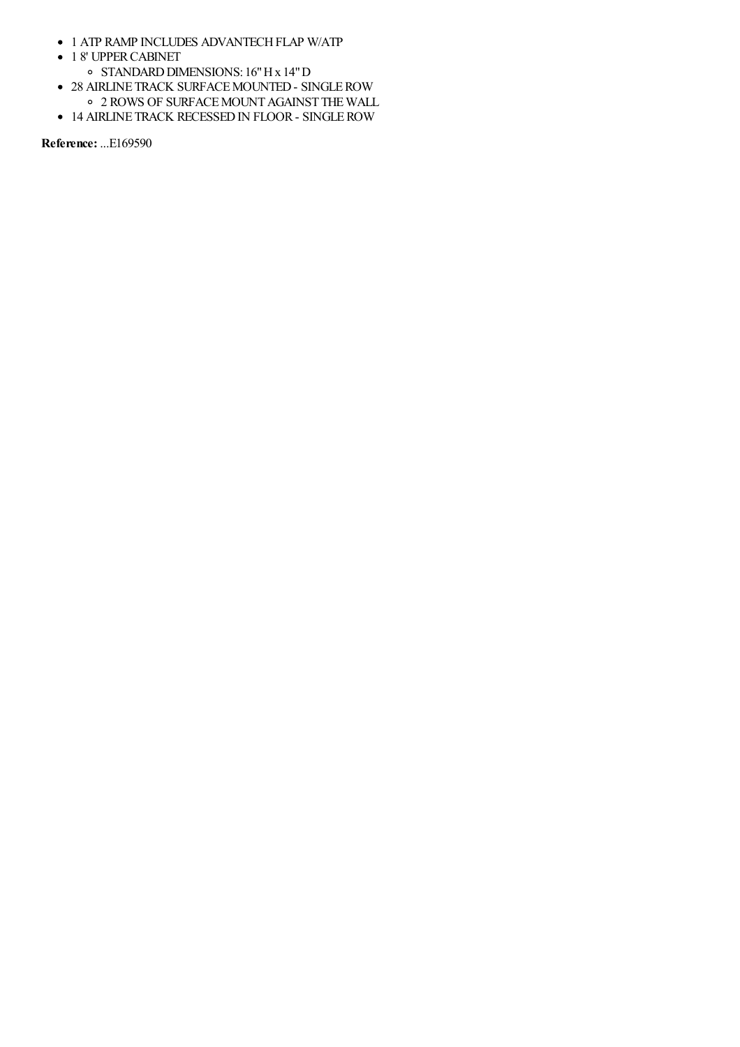- 1 ATP RAMP INCLUDES ADVANTECH FLAP W/ATP
- 1 8' UPPER CABINET
  - STANDARD DIMENSIONS: 16" H x 14" D
- 28 AIRLINE TRACK SURFACE MOUNTED - SINGLE ROW
  - 2 ROWS OF SURFACE MOUNT AGAINST THE WALL
- 14 AIRLINE TRACK RECESSED IN FLOOR - SINGLE ROW

**Reference:** ...E169590